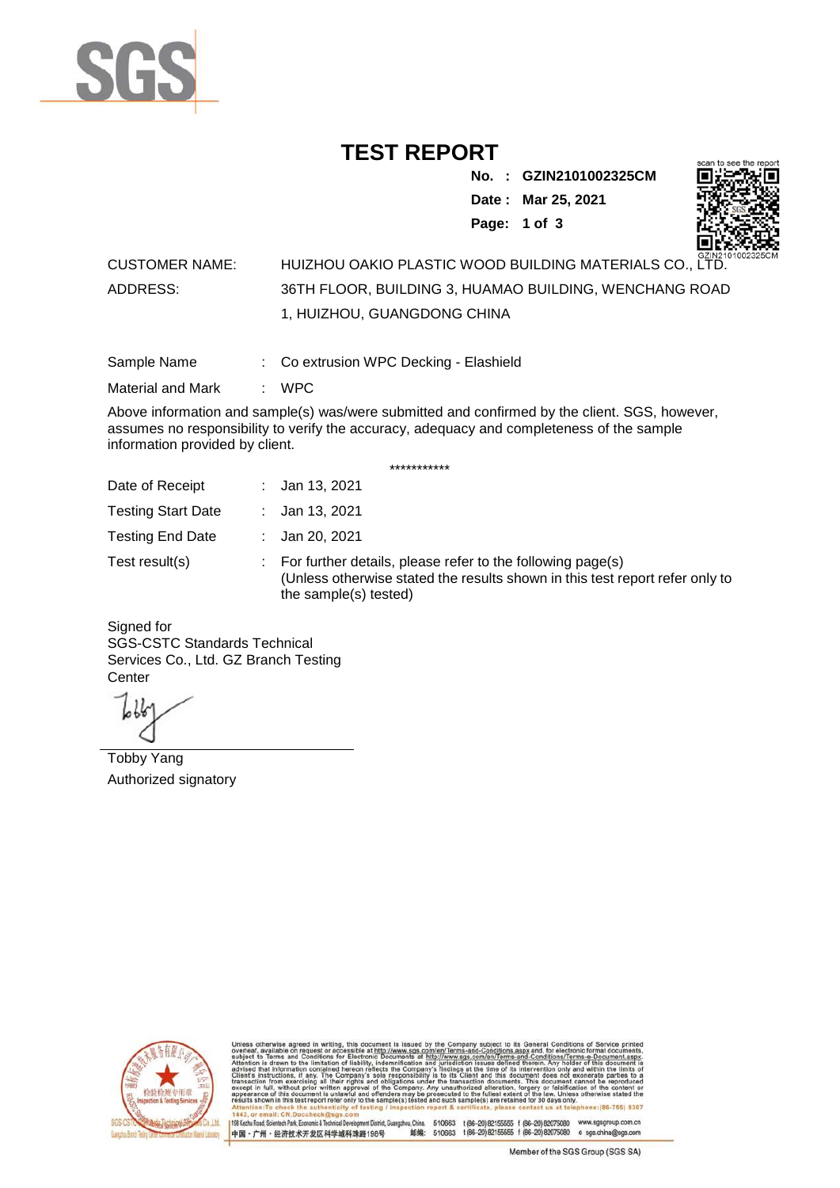# TEST REPORT

**No. : GZIN2101002325CM**

**Date : Mar 25, 2021**

scan to see the report

GZIN2101002325CM

CUSTOMER NAME: HUIZHOU OAKIO PLASTIC WOOD BUILDING MATERIALS CO., LTD.

ADDRESS: 36TH FLOOR, BUILDING 3, HUAMAO BUILDING, WENCHANG ROAD 1, HUIZHOU, GUANGDONG CHINA

Sample Name : Co extrusion WPC Decking - Elashield

Material and Mark : WPC

Above information and sample(s) was/were submitted and confirmed by the client. SGS, however, assumes no responsibility to verify the accuracy, adequacy and completeness of the sample information provided by client.

***********

Date of Receipt : Jan 13, 2021

Testing Start Date : Jan 13, 2021

Testing End Date : Jan 20, 2021

Test result(s) : For further details, please refer to the following page(s)
(Unless otherwise stated the results shown in this test report refer only to the sample(s) tested)

Signed for
SGS-CSTC Standards Technical Services Co., Ltd. GZ Branch Testing Center

Tobby Yang
Authorized signatory

Unless otherwise agreed in writing, this document is issued by the Company subject to its General Conditions of Service printed overleaf, available on request or accessible at http://www.sgs.com/en/Terms-and-Conditions.aspx and, for electronic format documents, subject to Terms and Conditions for Electronic Documents at http://www.sgs.com/en/Terms-and-Conditions/Terms-e-Document.aspx. Attention is drawn to the limitation of liability, indemnification and jurisdiction issues defined therein. Any holder of this document is advised that information contained hereon reflects the Company's findings at the time of its intervention only and within the limits of Client's instructions, if any. The Company's sole responsibility is to its Client and this document does not exonerate parties to a transaction from exercising all their rights and obligations under the transaction documents. This document cannot be reproduced except in full, without prior written approval of the Company. Any unauthorized alteration, forgery or falsification of the content or appearance of this document is unlawful and offenders may be prosecuted to the fullest extent of the law. Unless otherwise stated the results shown in this test report refer only to the sample(s) tested and such sample(s) are retained for 30 days only.
Attention: To check the authenticity of testing / inspection report & certificate, please contact us at telephone: (86-755) 8307 1443, or email: CN.Doccheck@sgs.com

198 Kezhu Road, Scientech Park, Economic & Technical Development District, Guangzhou, China. 510663 t (86-20) 82155555 f (86-20) 82075080 www.sgsgroup.com.cn
中国・广州・经济技术开发区科学城科珠路198号 邮编: 510663 t (86-20) 82155555 f (86-20) 82075080 e sgs.china@sgs.com

Member of the SGS Group (SGS SA)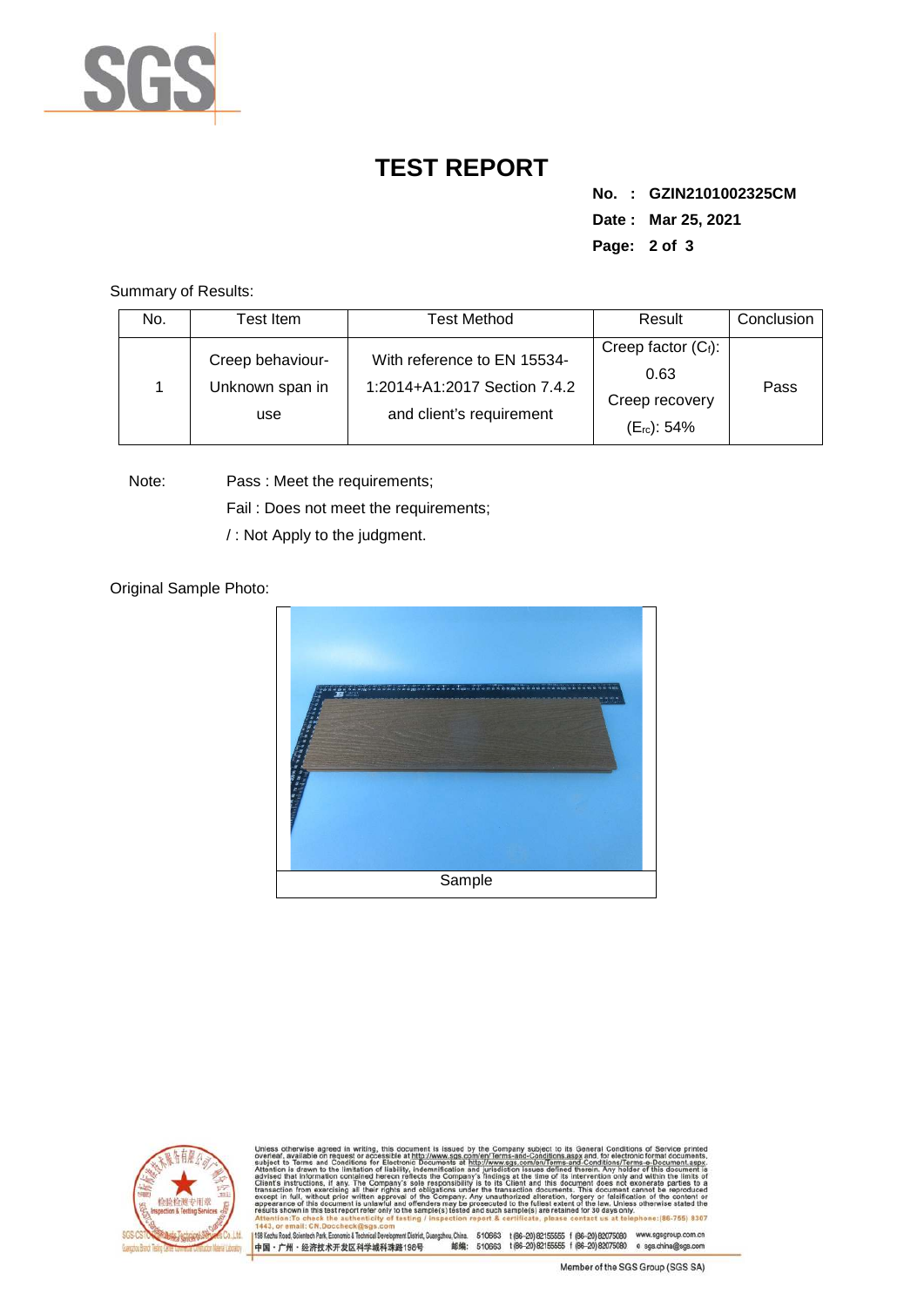# TEST REPORT

**No. : GZIN2101002325CM**

**Date : Mar 25, 2021**

Summary of Results:

| No. | Test Item | Test Method | Result | Conclusion |
|---|---|---|---|---|
| 1 | Creep behaviour-Unknown span in use | With reference to EN 15534-1:2014+A1:2017 Section 7.4.2 and client's requirement | Creep factor ($C_f$): 0.63 Creep recovery ($E_{rc}$): 54% | Pass |

Note: Pass : Meet the requirements;

Fail : Does not meet the requirements;

/ : Not Apply to the judgment.

Original Sample Photo:

Sample

Member of the SGS Group (SGS SA)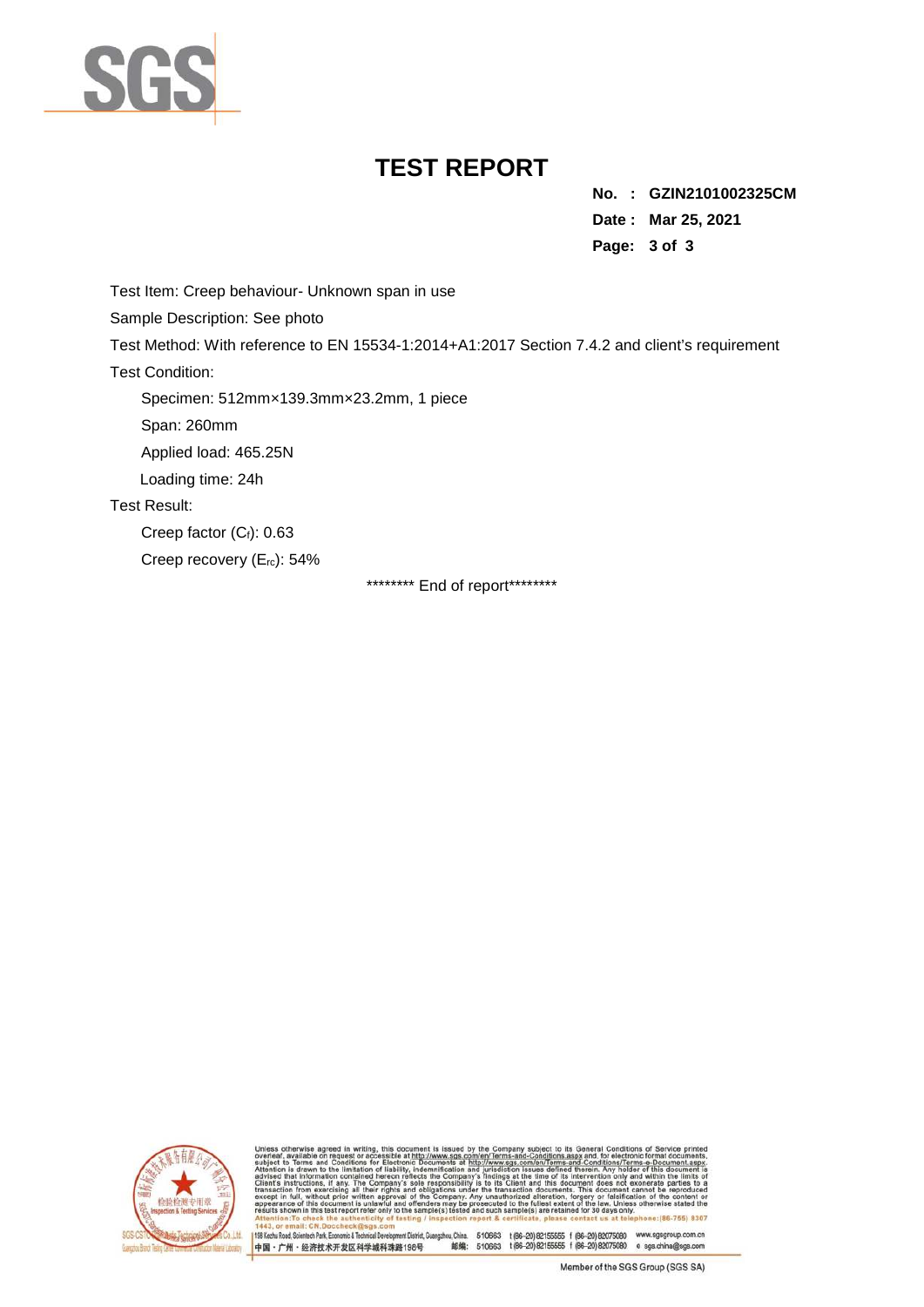# TEST REPORT

**No. : GZIN2101002325CM**

**Date : Mar 25, 2021**

Test Item: Creep behaviour- Unknown span in use

Sample Description: See photo

Test Method: With reference to EN 15534-1:2014+A1:2017 Section 7.4.2 and client's requirement

Test Condition:

Specimen: 512mm×139.3mm×23.2mm, 1 piece

Span: 260mm

Applied load: 465.25N

Loading time: 24h

Test Result:

Creep factor ($C_f$): 0.63

Creep recovery ($E_{rc}$): 54%

******** End of report********